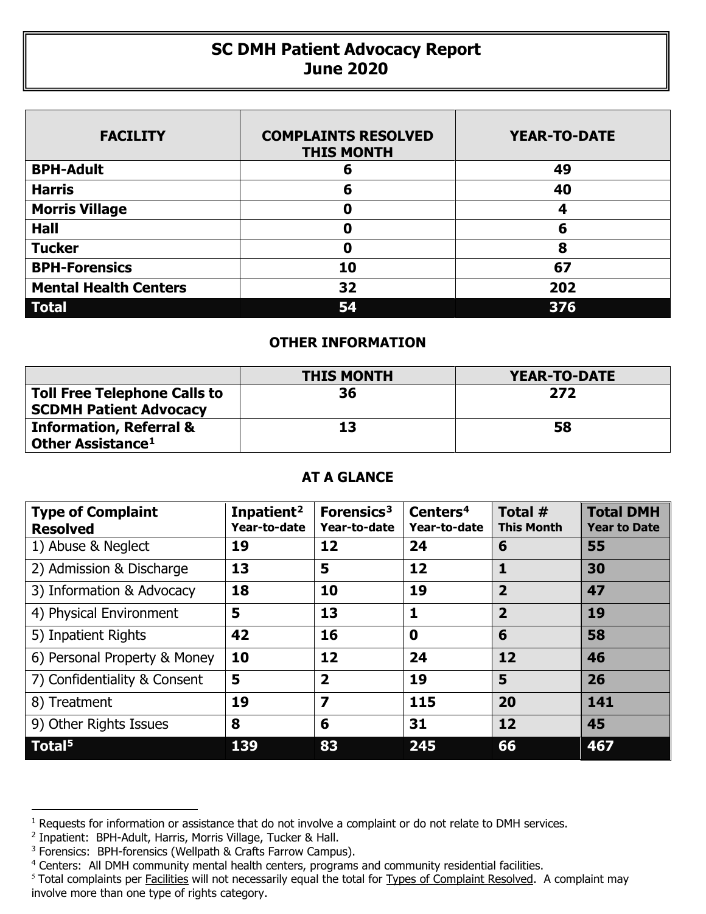# SC DMH Patient Advocacy Report
## June 2020

| FACILITY | COMPLAINTS RESOLVED THIS MONTH | YEAR-TO-DATE |
|---|---|---|
| **BPH-Adult** | **6** | **49** |
| **Harris** | **6** | **40** |
| **Morris Village** | **0** | **4** |
| **Hall** | **0** | **6** |
| **Tucker** | **0** | **8** |
| **BPH-Forensics** | **10** | **67** |
| **Mental Health Centers** | **32** | **202** |
| **Total** | **54** | **376** |

### OTHER INFORMATION

| | THIS MONTH | YEAR-TO-DATE |
|---|---|---|
| **Toll Free Telephone Calls to SCDMH Patient Advocacy** | **36** | **272** |
| **Information, Referral & Other Assistance**[1] | **13** | **58** |

### AT A GLANCE

| Type of Complaint Resolved | Inpatient[2] Year-to-date | Forensics[3] Year-to-date | Centers[4] Year-to-date | Total # This Month | Total DMH Year to Date |
|---|---|---|---|---|---|
| 1) Abuse & Neglect | **19** | **12** | **24** | **6** | **55** |
| 2) Admission & Discharge | **13** | **5** | **12** | **1** | **30** |
| 3) Information & Advocacy | **18** | **10** | **19** | **2** | **47** |
| 4) Physical Environment | **5** | **13** | **1** | **2** | **19** |
| 5) Inpatient Rights | **42** | **16** | **0** | **6** | **58** |
| 6) Personal Property & Money | **10** | **12** | **24** | **12** | **46** |
| 7) Confidentiality & Consent | **5** | **2** | **19** | **5** | **26** |
| 8) Treatment | **19** | **7** | **115** | **20** | **141** |
| 9) Other Rights Issues | **8** | **6** | **31** | **12** | **45** |
| **Total**[5] | **139** | **83** | **245** | **66** | **467** |

[1] Requests for information or assistance that do not involve a complaint or do not relate to DMH services.

[2] Inpatient: BPH-Adult, Harris, Morris Village, Tucker & Hall.

[3] Forensics: BPH-forensics (Wellpath & Crafts Farrow Campus).

[4] Centers: All DMH community mental health centers, programs and community residential facilities.

[5] Total complaints per Facilities will not necessarily equal the total for Types of Complaint Resolved. A complaint may involve more than one type of rights category.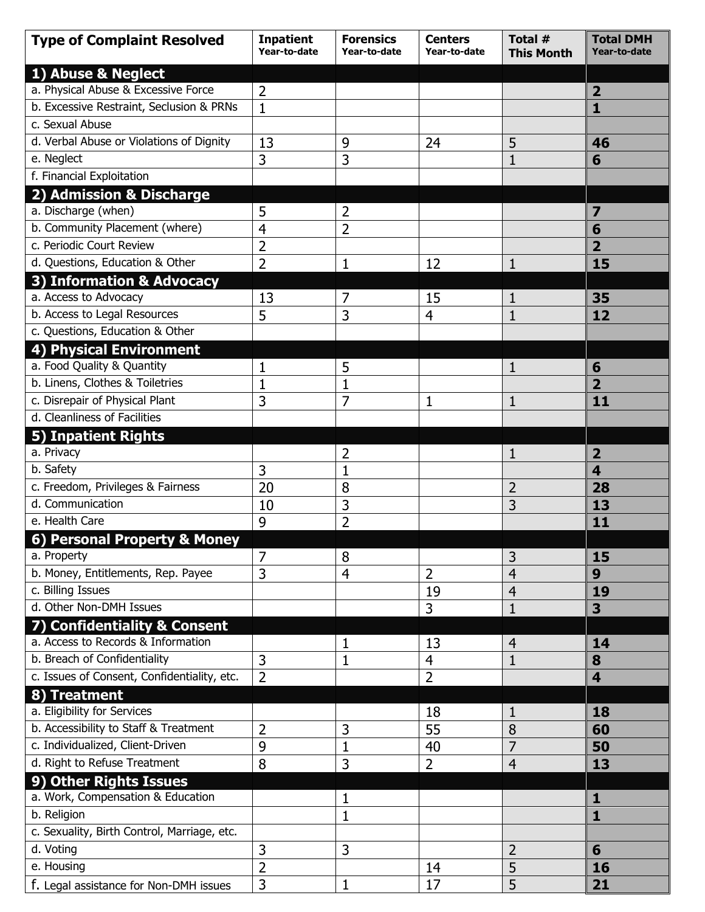| Type of Complaint Resolved | Inpatient Year-to-date | Forensics Year-to-date | Centers Year-to-date | Total # This Month | Total DMH Year-to-date |
|---|---|---|---|---|---|
| **1) Abuse & Neglect** | | | | | |
| a. Physical Abuse & Excessive Force | 2 | | | | **2** |
| b. Excessive Restraint, Seclusion & PRNs | 1 | | | | **1** |
| c. Sexual Abuse | | | | | |
| d. Verbal Abuse or Violations of Dignity | 13 | 9 | 24 | 5 | **46** |
| e. Neglect | 3 | 3 | | 1 | **6** |
| f. Financial Exploitation | | | | | |
| **2) Admission & Discharge** | | | | | |
| a. Discharge (when) | 5 | 2 | | | **7** |
| b. Community Placement (where) | 4 | 2 | | | **6** |
| c. Periodic Court Review | 2 | | | | **2** |
| d. Questions, Education & Other | 2 | 1 | 12 | 1 | **15** |
| **3) Information & Advocacy** | | | | | |
| a. Access to Advocacy | 13 | 7 | 15 | 1 | **35** |
| b. Access to Legal Resources | 5 | 3 | 4 | 1 | **12** |
| c. Questions, Education & Other | | | | | |
| **4) Physical Environment** | | | | | |
| a. Food Quality & Quantity | 1 | 5 | | 1 | **6** |
| b. Linens, Clothes & Toiletries | 1 | 1 | | | **2** |
| c. Disrepair of Physical Plant | 3 | 7 | 1 | 1 | **11** |
| d. Cleanliness of Facilities | | | | | |
| **5) Inpatient Rights** | | | | | |
| a. Privacy | | 2 | | 1 | **2** |
| b. Safety | 3 | 1 | | | **4** |
| c. Freedom, Privileges & Fairness | 20 | 8 | | 2 | **28** |
| d. Communication | 10 | 3 | | 3 | **13** |
| e. Health Care | 9 | 2 | | | **11** |
| **6) Personal Property & Money** | | | | | |
| a. Property | 7 | 8 | | 3 | **15** |
| b. Money, Entitlements, Rep. Payee | 3 | 4 | 2 | 4 | **9** |
| c. Billing Issues | | | 19 | 4 | **19** |
| d. Other Non-DMH Issues | | | 3 | 1 | **3** |
| **7) Confidentiality & Consent** | | | | | |
| a. Access to Records & Information | | 1 | 13 | 4 | **14** |
| b. Breach of Confidentiality | 3 | 1 | 4 | 1 | **8** |
| c. Issues of Consent, Confidentiality, etc. | 2 | | 2 | | **4** |
| **8) Treatment** | | | | | |
| a. Eligibility for Services | | | 18 | 1 | **18** |
| b. Accessibility to Staff & Treatment | 2 | 3 | 55 | 8 | **60** |
| c. Individualized, Client-Driven | 9 | 1 | 40 | 7 | **50** |
| d. Right to Refuse Treatment | 8 | 3 | 2 | 4 | **13** |
| **9) Other Rights Issues** | | | | | |
| a. Work, Compensation & Education | | 1 | | | **1** |
| b. Religion | | 1 | | | **1** |
| c. Sexuality, Birth Control, Marriage, etc. | | | | | |
| d. Voting | 3 | 3 | | 2 | **6** |
| e. Housing | 2 | | 14 | 5 | **16** |
| f. Legal assistance for Non-DMH issues | 3 | 1 | 17 | 5 | **21** |